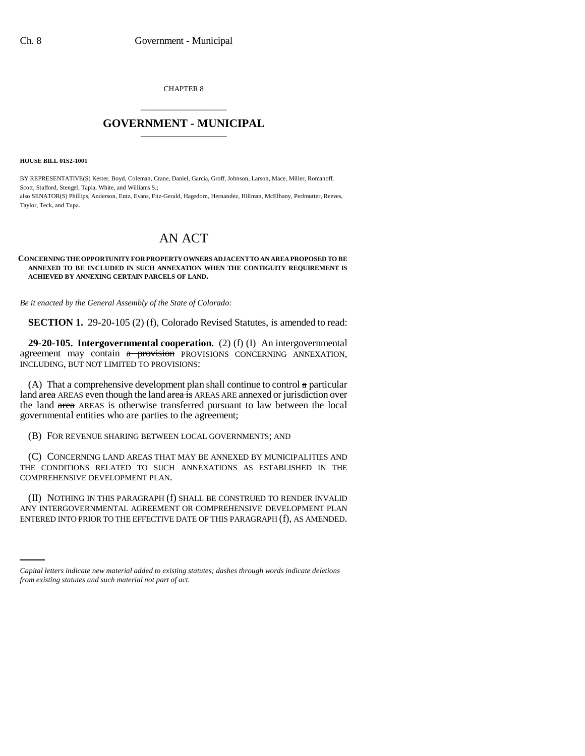CHAPTER 8

# GOVERNMENT - MUNICIPAL

**HOUSE BILL 01S2-1001**

BY REPRESENTATIVE(S) Kester, Boyd, Coleman, Crane, Daniel, Garcia, Groff, Johnson, Larson, Mace, Miller, Romanoff, Scott, Stafford, Stengel, Tapia, White, and Williams S.;
also SENATOR(S) Phillips, Anderson, Entz, Evans, Fitz-Gerald, Hagedorn, Hernandez, Hillman, McElhany, Perlmutter, Reeves, Taylor, Teck, and Tupa.

# AN ACT

**CONCERNING THE OPPORTUNITY FOR PROPERTY OWNERS ADJACENT TO AN AREA PROPOSED TO BE ANNEXED TO BE INCLUDED IN SUCH ANNEXATION WHEN THE CONTIGUITY REQUIREMENT IS ACHIEVED BY ANNEXING CERTAIN PARCELS OF LAND.**

*Be it enacted by the General Assembly of the State of Colorado:*

**SECTION 1.** 29-20-105 (2) (f), Colorado Revised Statutes, is amended to read:

**29-20-105. Intergovernmental cooperation.** (2) (f) (I) An intergovernmental agreement may contain ~~a provision~~ PROVISIONS CONCERNING ANNEXATION, INCLUDING, BUT NOT LIMITED TO PROVISIONS:

(A) That a comprehensive development plan shall continue to control ~~a~~ particular land ~~area~~ AREAS even though the land ~~area is~~ AREAS ARE annexed or jurisdiction over the land ~~area~~ AREAS is otherwise transferred pursuant to law between the local governmental entities who are parties to the agreement;

(B) FOR REVENUE SHARING BETWEEN LOCAL GOVERNMENTS; AND

(C) CONCERNING LAND AREAS THAT MAY BE ANNEXED BY MUNICIPALITIES AND THE CONDITIONS RELATED TO SUCH ANNEXATIONS AS ESTABLISHED IN THE COMPREHENSIVE DEVELOPMENT PLAN.

(II) NOTHING IN THIS PARAGRAPH (f) SHALL BE CONSTRUED TO RENDER INVALID ANY INTERGOVERNMENTAL AGREEMENT OR COMPREHENSIVE DEVELOPMENT PLAN ENTERED INTO PRIOR TO THE EFFECTIVE DATE OF THIS PARAGRAPH (f), AS AMENDED.

*Capital letters indicate new material added to existing statutes; dashes through words indicate deletions from existing statutes and such material not part of act.*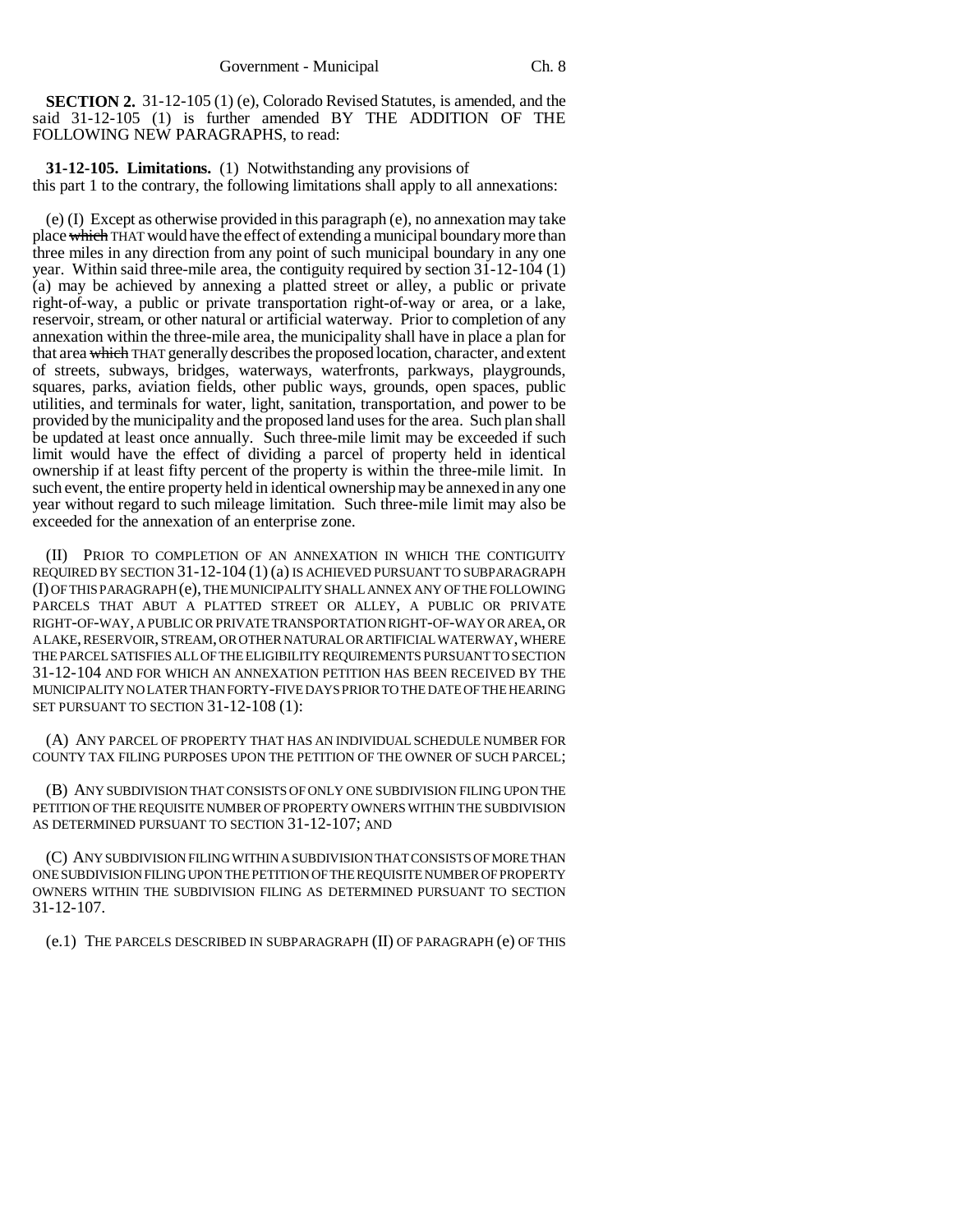**SECTION 2.** 31-12-105 (1) (e), Colorado Revised Statutes, is amended, and the said 31-12-105 (1) is further amended BY THE ADDITION OF THE FOLLOWING NEW PARAGRAPHS, to read:

**31-12-105. Limitations.** (1) Notwithstanding any provisions of this part 1 to the contrary, the following limitations shall apply to all annexations:

(e) (I) Except as otherwise provided in this paragraph (e), no annexation may take place ~~which~~ THAT would have the effect of extending a municipal boundary more than three miles in any direction from any point of such municipal boundary in any one year. Within said three-mile area, the contiguity required by section 31-12-104 (1) (a) may be achieved by annexing a platted street or alley, a public or private right-of-way, a public or private transportation right-of-way or area, or a lake, reservoir, stream, or other natural or artificial waterway. Prior to completion of any annexation within the three-mile area, the municipality shall have in place a plan for that area ~~which~~ THAT generally describes the proposed location, character, and extent of streets, subways, bridges, waterways, waterfronts, parkways, playgrounds, squares, parks, aviation fields, other public ways, grounds, open spaces, public utilities, and terminals for water, light, sanitation, transportation, and power to be provided by the municipality and the proposed land uses for the area. Such plan shall be updated at least once annually. Such three-mile limit may be exceeded if such limit would have the effect of dividing a parcel of property held in identical ownership if at least fifty percent of the property is within the three-mile limit. In such event, the entire property held in identical ownership may be annexed in any one year without regard to such mileage limitation. Such three-mile limit may also be exceeded for the annexation of an enterprise zone.

(II) PRIOR TO COMPLETION OF AN ANNEXATION IN WHICH THE CONTIGUITY REQUIRED BY SECTION 31-12-104 (1) (a) IS ACHIEVED PURSUANT TO SUBPARAGRAPH (I) OF THIS PARAGRAPH (e), THE MUNICIPALITY SHALL ANNEX ANY OF THE FOLLOWING PARCELS THAT ABUT A PLATTED STREET OR ALLEY, A PUBLIC OR PRIVATE RIGHT-OF-WAY, A PUBLIC OR PRIVATE TRANSPORTATION RIGHT-OF-WAY OR AREA, OR A LAKE, RESERVOIR, STREAM, OR OTHER NATURAL OR ARTIFICIAL WATERWAY, WHERE THE PARCEL SATISFIES ALL OF THE ELIGIBILITY REQUIREMENTS PURSUANT TO SECTION 31-12-104 AND FOR WHICH AN ANNEXATION PETITION HAS BEEN RECEIVED BY THE MUNICIPALITY NO LATER THAN FORTY-FIVE DAYS PRIOR TO THE DATE OF THE HEARING SET PURSUANT TO SECTION 31-12-108 (1):

(A) ANY PARCEL OF PROPERTY THAT HAS AN INDIVIDUAL SCHEDULE NUMBER FOR COUNTY TAX FILING PURPOSES UPON THE PETITION OF THE OWNER OF SUCH PARCEL;

(B) ANY SUBDIVISION THAT CONSISTS OF ONLY ONE SUBDIVISION FILING UPON THE PETITION OF THE REQUISITE NUMBER OF PROPERTY OWNERS WITHIN THE SUBDIVISION AS DETERMINED PURSUANT TO SECTION 31-12-107; AND

(C) ANY SUBDIVISION FILING WITHIN A SUBDIVISION THAT CONSISTS OF MORE THAN ONE SUBDIVISION FILING UPON THE PETITION OF THE REQUISITE NUMBER OF PROPERTY OWNERS WITHIN THE SUBDIVISION FILING AS DETERMINED PURSUANT TO SECTION 31-12-107.

(e.1) THE PARCELS DESCRIBED IN SUBPARAGRAPH (II) OF PARAGRAPH (e) OF THIS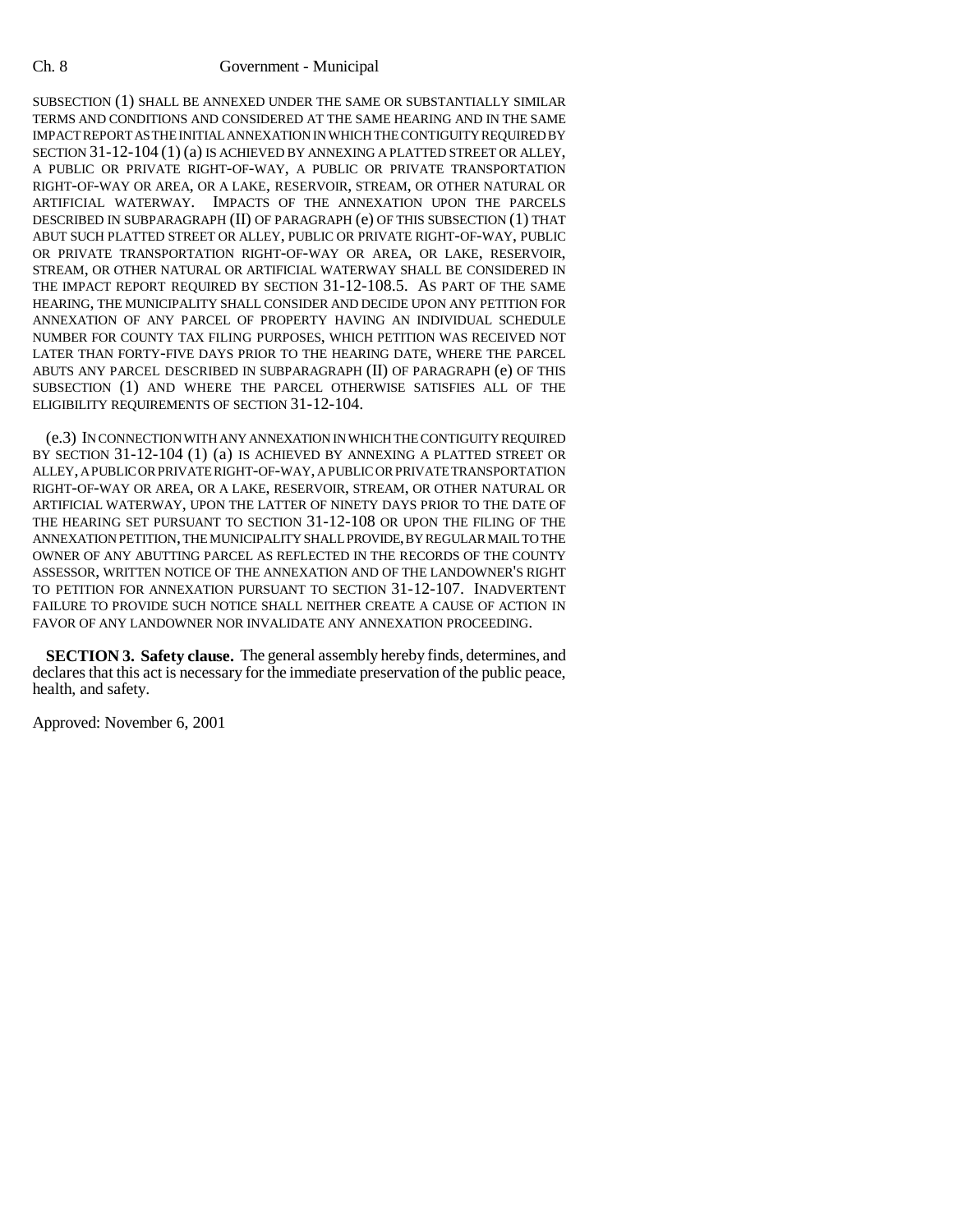SUBSECTION (1) SHALL BE ANNEXED UNDER THE SAME OR SUBSTANTIALLY SIMILAR TERMS AND CONDITIONS AND CONSIDERED AT THE SAME HEARING AND IN THE SAME IMPACT REPORT AS THE INITIAL ANNEXATION IN WHICH THE CONTIGUITY REQUIRED BY SECTION 31-12-104 (1) (a) IS ACHIEVED BY ANNEXING A PLATTED STREET OR ALLEY, A PUBLIC OR PRIVATE RIGHT-OF-WAY, A PUBLIC OR PRIVATE TRANSPORTATION RIGHT-OF-WAY OR AREA, OR A LAKE, RESERVOIR, STREAM, OR OTHER NATURAL OR ARTIFICIAL WATERWAY. IMPACTS OF THE ANNEXATION UPON THE PARCELS DESCRIBED IN SUBPARAGRAPH (II) OF PARAGRAPH (e) OF THIS SUBSECTION (1) THAT ABUT SUCH PLATTED STREET OR ALLEY, PUBLIC OR PRIVATE RIGHT-OF-WAY, PUBLIC OR PRIVATE TRANSPORTATION RIGHT-OF-WAY OR AREA, OR LAKE, RESERVOIR, STREAM, OR OTHER NATURAL OR ARTIFICIAL WATERWAY SHALL BE CONSIDERED IN THE IMPACT REPORT REQUIRED BY SECTION 31-12-108.5. AS PART OF THE SAME HEARING, THE MUNICIPALITY SHALL CONSIDER AND DECIDE UPON ANY PETITION FOR ANNEXATION OF ANY PARCEL OF PROPERTY HAVING AN INDIVIDUAL SCHEDULE NUMBER FOR COUNTY TAX FILING PURPOSES, WHICH PETITION WAS RECEIVED NOT LATER THAN FORTY-FIVE DAYS PRIOR TO THE HEARING DATE, WHERE THE PARCEL ABUTS ANY PARCEL DESCRIBED IN SUBPARAGRAPH (II) OF PARAGRAPH (e) OF THIS SUBSECTION (1) AND WHERE THE PARCEL OTHERWISE SATISFIES ALL OF THE ELIGIBILITY REQUIREMENTS OF SECTION 31-12-104.

(e.3) IN CONNECTION WITH ANY ANNEXATION IN WHICH THE CONTIGUITY REQUIRED BY SECTION 31-12-104 (1) (a) IS ACHIEVED BY ANNEXING A PLATTED STREET OR ALLEY, A PUBLIC OR PRIVATE RIGHT-OF-WAY, A PUBLIC OR PRIVATE TRANSPORTATION RIGHT-OF-WAY OR AREA, OR A LAKE, RESERVOIR, STREAM, OR OTHER NATURAL OR ARTIFICIAL WATERWAY, UPON THE LATTER OF NINETY DAYS PRIOR TO THE DATE OF THE HEARING SET PURSUANT TO SECTION 31-12-108 OR UPON THE FILING OF THE ANNEXATION PETITION, THE MUNICIPALITY SHALL PROVIDE, BY REGULAR MAIL TO THE OWNER OF ANY ABUTTING PARCEL AS REFLECTED IN THE RECORDS OF THE COUNTY ASSESSOR, WRITTEN NOTICE OF THE ANNEXATION AND OF THE LANDOWNER'S RIGHT TO PETITION FOR ANNEXATION PURSUANT TO SECTION 31-12-107. INADVERTENT FAILURE TO PROVIDE SUCH NOTICE SHALL NEITHER CREATE A CAUSE OF ACTION IN FAVOR OF ANY LANDOWNER NOR INVALIDATE ANY ANNEXATION PROCEEDING.

**SECTION 3. Safety clause.** The general assembly hereby finds, determines, and declares that this act is necessary for the immediate preservation of the public peace, health, and safety.

Approved: November 6, 2001